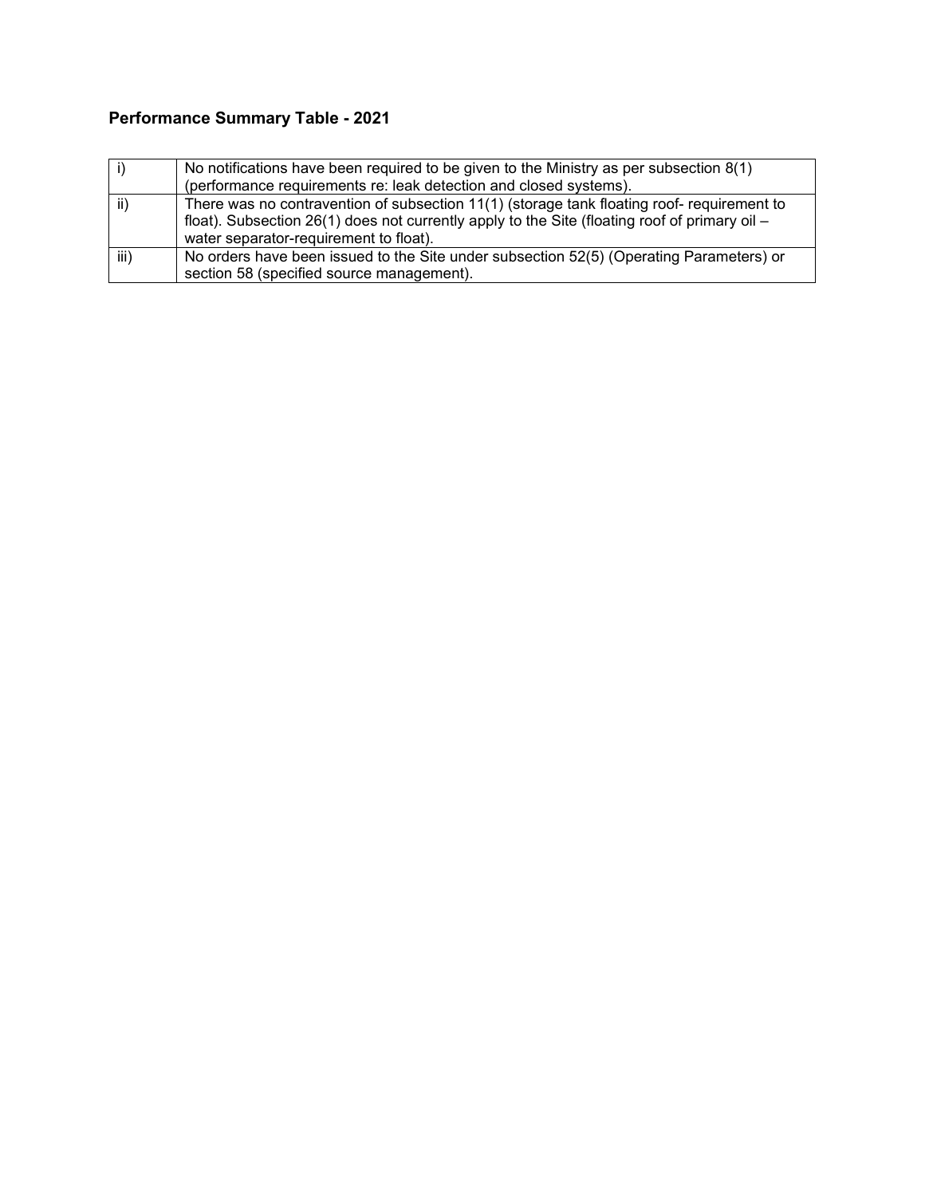# Performance Summary Table - 2021

| | |
|---|---|
| i) | No notifications have been required to be given to the Ministry as per subsection 8(1) (performance requirements re: leak detection and closed systems). |
| ii) | There was no contravention of subsection 11(1) (storage tank floating roof- requirement to float). Subsection 26(1) does not currently apply to the Site (floating roof of primary oil – water separator-requirement to float). |
| iii) | No orders have been issued to the Site under subsection 52(5) (Operating Parameters) or section 58 (specified source management). |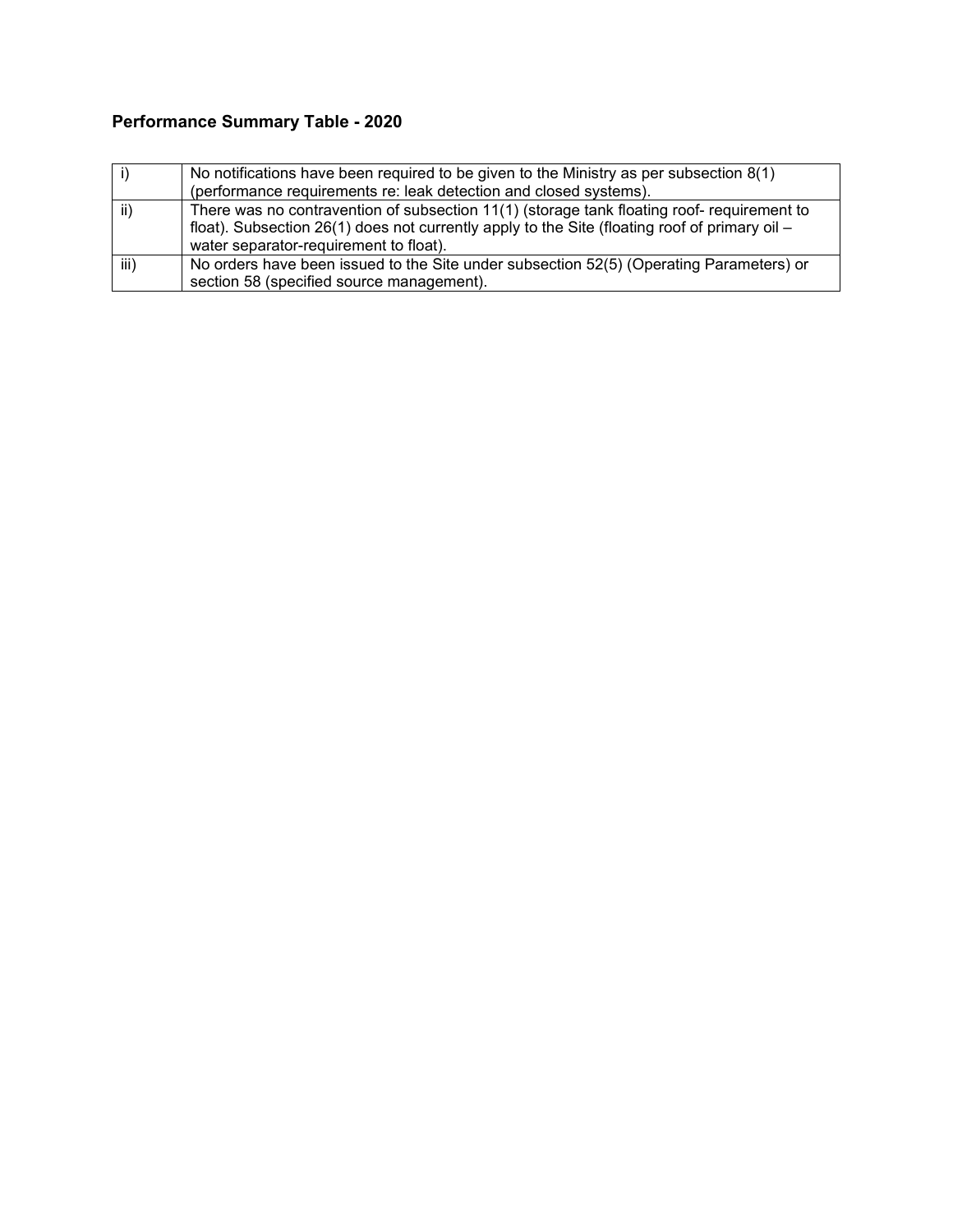**Performance Summary Table - 2020**

| | |
|---|---|
| i) | No notifications have been required to be given to the Ministry as per subsection 8(1) (performance requirements re: leak detection and closed systems). |
| ii) | There was no contravention of subsection 11(1) (storage tank floating roof- requirement to float). Subsection 26(1) does not currently apply to the Site (floating roof of primary oil – water separator-requirement to float). |
| iii) | No orders have been issued to the Site under subsection 52(5) (Operating Parameters) or section 58 (specified source management). |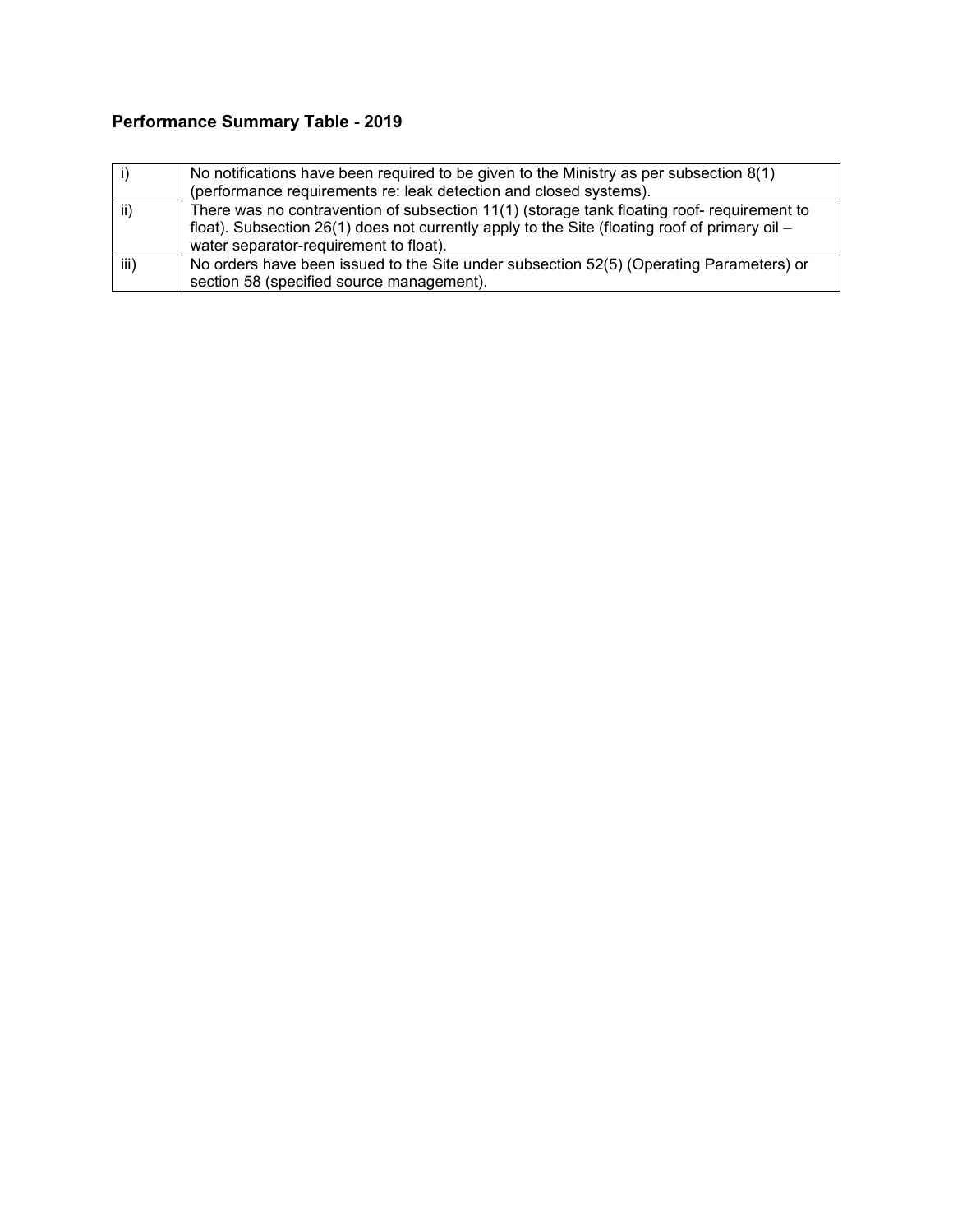## Performance Summary Table - 2019

| | |
|---|---|
| i) | No notifications have been required to be given to the Ministry as per subsection 8(1) (performance requirements re: leak detection and closed systems). |
| ii) | There was no contravention of subsection 11(1) (storage tank floating roof- requirement to float). Subsection 26(1) does not currently apply to the Site (floating roof of primary oil – water separator-requirement to float). |
| iii) | No orders have been issued to the Site under subsection 52(5) (Operating Parameters) or section 58 (specified source management). |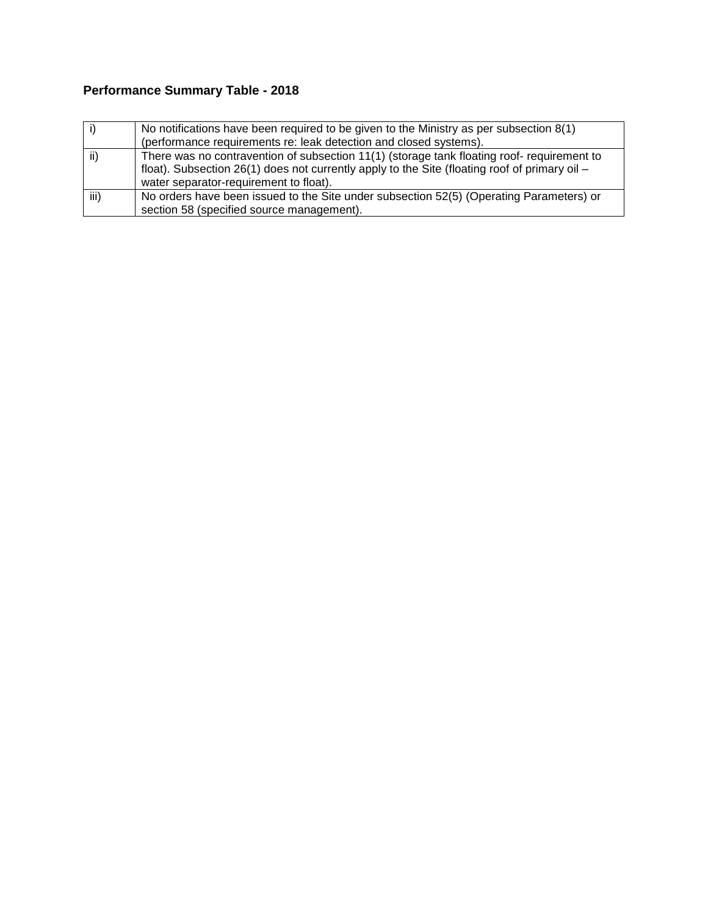## Performance Summary Table - 2018

| | |
|---|---|
| i) | No notifications have been required to be given to the Ministry as per subsection 8(1) (performance requirements re: leak detection and closed systems). |
| ii) | There was no contravention of subsection 11(1) (storage tank floating roof- requirement to float). Subsection 26(1) does not currently apply to the Site (floating roof of primary oil – water separator-requirement to float). |
| iii) | No orders have been issued to the Site under subsection 52(5) (Operating Parameters) or section 58 (specified source management). |